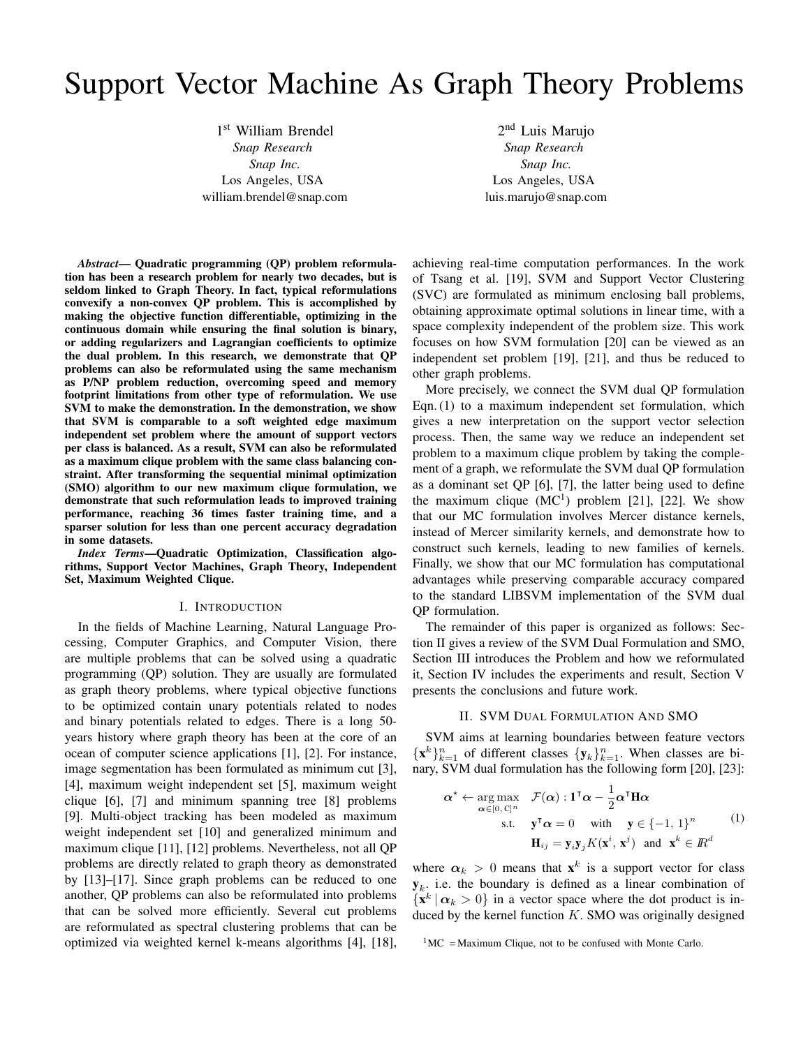# Support Vector Machine As Graph Theory Problems

1st William Brendel
*Snap Research*
*Snap Inc.*
Los Angeles, USA
william.brendel@snap.com

2nd Luis Marujo
*Snap Research*
*Snap Inc.*
Los Angeles, USA
luis.marujo@snap.com

***Abstract*— Quadratic programming (QP) problem reformulation has been a research problem for nearly two decades, but is seldom linked to Graph Theory. In fact, typical reformulations convexify a non-convex QP problem. This is accomplished by making the objective function differentiable, optimizing in the continuous domain while ensuring the final solution is binary, or adding regularizers and Lagrangian coefficients to optimize the dual problem. In this research, we demonstrate that QP problems can also be reformulated using the same mechanism as P/NP problem reduction, overcoming speed and memory footprint limitations from other type of reformulation. We use SVM to make the demonstration. In the demonstration, we show that SVM is comparable to a soft weighted edge maximum independent set problem where the amount of support vectors per class is balanced. As a result, SVM can also be reformulated as a maximum clique problem with the same class balancing constraint. After transforming the sequential minimal optimization (SMO) algorithm to our new maximum clique formulation, we demonstrate that such reformulation leads to improved training performance, reaching 36 times faster training time, and a sparser solution for less than one percent accuracy degradation in some datasets.**

***Index Terms*—Quadratic Optimization, Classification algorithms, Support Vector Machines, Graph Theory, Independent Set, Maximum Weighted Clique.**

## I. Introduction

In the fields of Machine Learning, Natural Language Processing, Computer Graphics, and Computer Vision, there are multiple problems that can be solved using a quadratic programming (QP) solution. They are usually are formulated as graph theory problems, where typical objective functions to be optimized contain unary potentials related to nodes and binary potentials related to edges. There is a long 50-years history where graph theory has been at the core of an ocean of computer science applications [1], [2]. For instance, image segmentation has been formulated as minimum cut [3], [4], maximum weight independent set [5], maximum weight clique [6], [7] and minimum spanning tree [8] problems [9]. Multi-object tracking has been modeled as maximum weight independent set [10] and generalized minimum and maximum clique [11], [12] problems. Nevertheless, not all QP problems are directly related to graph theory as demonstrated by [13]–[17]. Since graph problems can be reduced to one another, QP problems can also be reformulated into problems that can be solved more efficiently. Several cut problems are reformulated as spectral clustering problems that can be optimized via weighted kernel k-means algorithms [4], [18], achieving real-time computation performances. In the work of Tsang et al. [19], SVM and Support Vector Clustering (SVC) are formulated as minimum enclosing ball problems, obtaining approximate optimal solutions in linear time, with a space complexity independent of the problem size. This work focuses on how SVM formulation [20] can be viewed as an independent set problem [19], [21], and thus be reduced to other graph problems.

More precisely, we connect the SVM dual QP formulation Eqn. (1) to a maximum independent set formulation, which gives a new interpretation on the support vector selection process. Then, the same way we reduce an independent set problem to a maximum clique problem by taking the complement of a graph, we reformulate the SVM dual QP formulation as a dominant set QP [6], [7], the latter being used to define the maximum clique (MC[1]) problem [21], [22]. We show that our MC formulation involves Mercer distance kernels, instead of Mercer similarity kernels, and demonstrate how to construct such kernels, leading to new families of kernels. Finally, we show that our MC formulation has computational advantages while preserving comparable accuracy compared to the standard LIBSVM implementation of the SVM dual QP formulation.

The remainder of this paper is organized as follows: Section II gives a review of the SVM Dual Formulation and SMO, Section III introduces the Problem and how we reformulated it, Section IV includes the experiments and result, Section V presents the conclusions and future work.

## II. SVM Dual Formulation And SMO

SVM aims at learning boundaries between feature vectors $\{\mathbf{x}^k\}_{k=1}^n$ of different classes $\{\mathbf{y}_k\}_{k=1}^n$. When classes are binary, SVM dual formulation has the following form [20], [23]:

$$
\begin{aligned}
\boldsymbol{\alpha}^\star \leftarrow \underset{\boldsymbol{\alpha}\in[0,\,\mathrm{C}]^n}{\arg\max} \quad & \mathcal{F}(\boldsymbol{\alpha}) : \mathbf{1}^\intercal\boldsymbol{\alpha} - \frac{1}{2}\boldsymbol{\alpha}^\intercal\mathbf{H}\boldsymbol{\alpha} \\
\text{s.t.} \quad & \mathbf{y}^\intercal\boldsymbol{\alpha} = 0 \quad \text{with} \quad \mathbf{y} \in \{-1,\,1\}^n \\
& \mathbf{H}_{ij} = \mathbf{y}_i\mathbf{y}_j K(\mathbf{x}^i,\,\mathbf{x}^j) \;\; \text{and} \;\; \mathbf{x}^k \in I\!R^d
\end{aligned}
\tag{1}
$$

where $\boldsymbol{\alpha}_k > 0$ means that $\mathbf{x}^k$ is a support vector for class $\mathbf{y}_k$. i.e. the boundary is defined as a linear combination of $\{\mathbf{x}^k \mid \boldsymbol{\alpha}_k > 0\}$ in a vector space where the dot product is induced by the kernel function $K$. SMO was originally designed

[1]MC = Maximum Clique, not to be confused with Monte Carlo.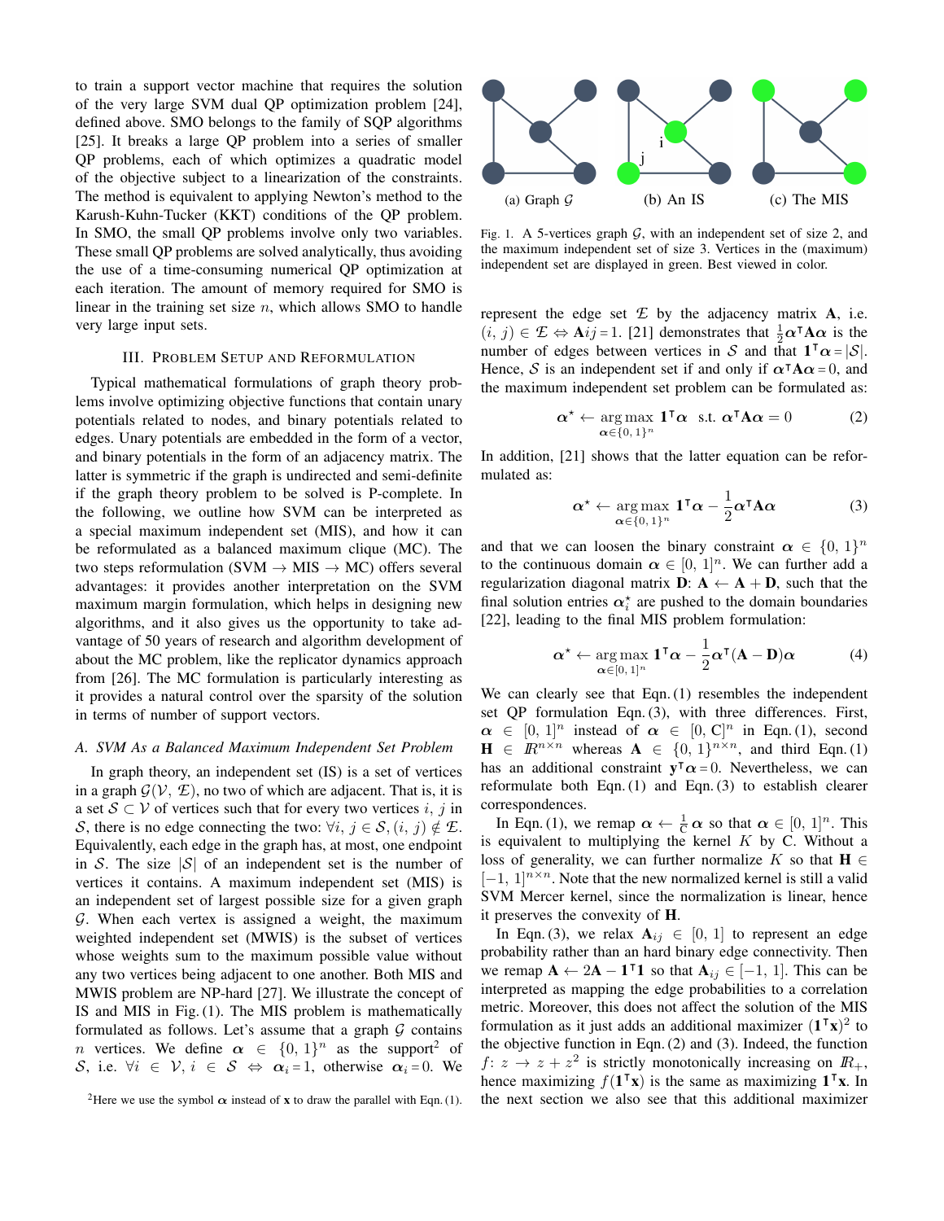to train a support vector machine that requires the solution of the very large SVM dual QP optimization problem [24], defined above. SMO belongs to the family of SQP algorithms [25]. It breaks a large QP problem into a series of smaller QP problems, each of which optimizes a quadratic model of the objective subject to a linearization of the constraints. The method is equivalent to applying Newton's method to the Karush-Kuhn-Tucker (KKT) conditions of the QP problem. In SMO, the small QP problems involve only two variables. These small QP problems are solved analytically, thus avoiding the use of a time-consuming numerical QP optimization at each iteration. The amount of memory required for SMO is linear in the training set size $n$, which allows SMO to handle very large input sets.

## III. Problem Setup and Reformulation

Typical mathematical formulations of graph theory problems involve optimizing objective functions that contain unary potentials related to nodes, and binary potentials related to edges. Unary potentials are embedded in the form of a vector, and binary potentials in the form of an adjacency matrix. The latter is symmetric if the graph is undirected and semi-definite if the graph theory problem to be solved is P-complete. In the following, we outline how SVM can be interpreted as a special maximum independent set (MIS), and how it can be reformulated as a balanced maximum clique (MC). The two steps reformulation (SVM → MIS → MC) offers several advantages: it provides another interpretation on the SVM maximum margin formulation, which helps in designing new algorithms, and it also gives us the opportunity to take advantage of 50 years of research and algorithm development of about the MC problem, like the replicator dynamics approach from [26]. The MC formulation is particularly interesting as it provides a natural control over the sparsity of the solution in terms of number of support vectors.

### A. SVM As a Balanced Maximum Independent Set Problem

In graph theory, an independent set (IS) is a set of vertices in a graph $\mathcal{G}(\mathcal{V},\, \mathcal{E})$, no two of which are adjacent. That is, it is a set $\mathcal{S} \subset \mathcal{V}$ of vertices such that for every two vertices $i,\, j$ in $\mathcal{S}$, there is no edge connecting the two: $\forall i,\, j \in \mathcal{S}, (i,\, j) \notin \mathcal{E}$. Equivalently, each edge in the graph has, at most, one endpoint in $\mathcal{S}$. The size $|\mathcal{S}|$ of an independent set is the number of vertices it contains. A maximum independent set (MIS) is an independent set of largest possible size for a given graph $\mathcal{G}$. When each vertex is assigned a weight, the maximum weighted independent set (MWIS) is the subset of vertices whose weights sum to the maximum possible value without any two vertices being adjacent to one another. Both MIS and MWIS problem are NP-hard [27]. We illustrate the concept of IS and MIS in Fig. (1). The MIS problem is mathematically formulated as follows. Let's assume that a graph $\mathcal{G}$ contains $n$ vertices. We define $\boldsymbol{\alpha} \in \{0,\, 1\}^n$ as the support[2] of $\mathcal{S}$, i.e. $\forall i \in \mathcal{V},\, i \in \mathcal{S} \Leftrightarrow \boldsymbol{\alpha}_i = 1$, otherwise $\boldsymbol{\alpha}_i = 0$. We represent the edge set $\mathcal{E}$ by the adjacency matrix $\mathbf{A}$, i.e. $(i,\, j) \in \mathcal{E} \Leftrightarrow \mathbf{A}ij = 1$. [21] demonstrates that $\frac{1}{2}\boldsymbol{\alpha}^\intercal\mathbf{A}\boldsymbol{\alpha}$ is the number of edges between vertices in $\mathcal{S}$ and that $\mathbf{1}^\intercal\boldsymbol{\alpha} = |\mathcal{S}|$. Hence, $\mathcal{S}$ is an independent set if and only if $\boldsymbol{\alpha}^\intercal\mathbf{A}\boldsymbol{\alpha} = 0$, and the maximum independent set problem can be formulated as:

[2] Here we use the symbol $\boldsymbol{\alpha}$ instead of $\mathbf{x}$ to draw the parallel with Eqn. (1).

(a) Graph $\mathcal{G}$ (b) An IS (c) The MIS

Fig. 1. A 5-vertices graph $\mathcal{G}$, with an independent set of size 2, and the maximum independent set of size 3. Vertices in the (maximum) independent set are displayed in green. Best viewed in color.

$$\boldsymbol{\alpha}^\star \leftarrow \underset{\boldsymbol{\alpha} \in \{0,\, 1\}^n}{\arg\max}\; \mathbf{1}^\intercal\boldsymbol{\alpha} \;\; \text{s.t.}\; \boldsymbol{\alpha}^\intercal\mathbf{A}\boldsymbol{\alpha} = 0 \tag{2}$$

In addition, [21] shows that the latter equation can be reformulated as:

$$\boldsymbol{\alpha}^\star \leftarrow \underset{\boldsymbol{\alpha} \in \{0,\, 1\}^n}{\arg\max}\; \mathbf{1}^\intercal\boldsymbol{\alpha} - \frac{1}{2}\boldsymbol{\alpha}^\intercal\mathbf{A}\boldsymbol{\alpha} \tag{3}$$

and that we can loosen the binary constraint $\boldsymbol{\alpha} \in \{0,\, 1\}^n$ to the continuous domain $\boldsymbol{\alpha} \in [0,\, 1]^n$. We can further add a regularization diagonal matrix $\mathbf{D}$: $\mathbf{A} \leftarrow \mathbf{A} + \mathbf{D}$, such that the final solution entries $\boldsymbol{\alpha}_i^\star$ are pushed to the domain boundaries [22], leading to the final MIS problem formulation:

$$\boldsymbol{\alpha}^\star \leftarrow \underset{\boldsymbol{\alpha} \in [0,\, 1]^n}{\arg\max}\; \mathbf{1}^\intercal\boldsymbol{\alpha} - \frac{1}{2}\boldsymbol{\alpha}^\intercal(\mathbf{A} - \mathbf{D})\boldsymbol{\alpha} \tag{4}$$

We can clearly see that Eqn. (1) resembles the independent set QP formulation Eqn. (3), with three differences. First, $\boldsymbol{\alpha} \in [0,\, 1]^n$ instead of $\boldsymbol{\alpha} \in [0,\, \mathrm{C}]^n$ in Eqn. (1), second $\mathbf{H} \in I\!R^{n \times n}$ whereas $\mathbf{A} \in \{0,\, 1\}^{n \times n}$, and third Eqn. (1) has an additional constraint $\mathbf{y}^\intercal\boldsymbol{\alpha} = 0$. Nevertheless, we can reformulate both Eqn. (1) and Eqn. (3) to establish clearer correspondences.

In Eqn. (1), we remap $\boldsymbol{\alpha} \leftarrow \frac{1}{\mathrm{C}}\boldsymbol{\alpha}$ so that $\boldsymbol{\alpha} \in [0,\, 1]^n$. This is equivalent to multiplying the kernel $K$ by $\mathrm{C}$. Without a loss of generality, we can further normalize $K$ so that $\mathbf{H} \in [-1,\, 1]^{n \times n}$. Note that the new normalized kernel is still a valid SVM Mercer kernel, since the normalization is linear, hence it preserves the convexity of $\mathbf{H}$.

In Eqn. (3), we relax $\mathbf{A}_{ij} \in [0,\, 1]$ to represent an edge probability rather than an hard binary edge connectivity. Then we remap $\mathbf{A} \leftarrow 2\mathbf{A} - \mathbf{1}^\intercal\mathbf{1}$ so that $\mathbf{A}_{ij} \in [-1,\, 1]$. This can be interpreted as mapping the edge probabilities to a correlation metric. Moreover, this does not affect the solution of the MIS formulation as it just adds an additional maximizer $(\mathbf{1}^\intercal\mathbf{x})^2$ to the objective function in Eqn. (2) and (3). Indeed, the function $f\colon z \rightarrow z + z^2$ is strictly monotonically increasing on $I\!R_+$, hence maximizing $f(\mathbf{1}^\intercal\mathbf{x})$ is the same as maximizing $\mathbf{1}^\intercal\mathbf{x}$. In the next section we also see that this additional maximizer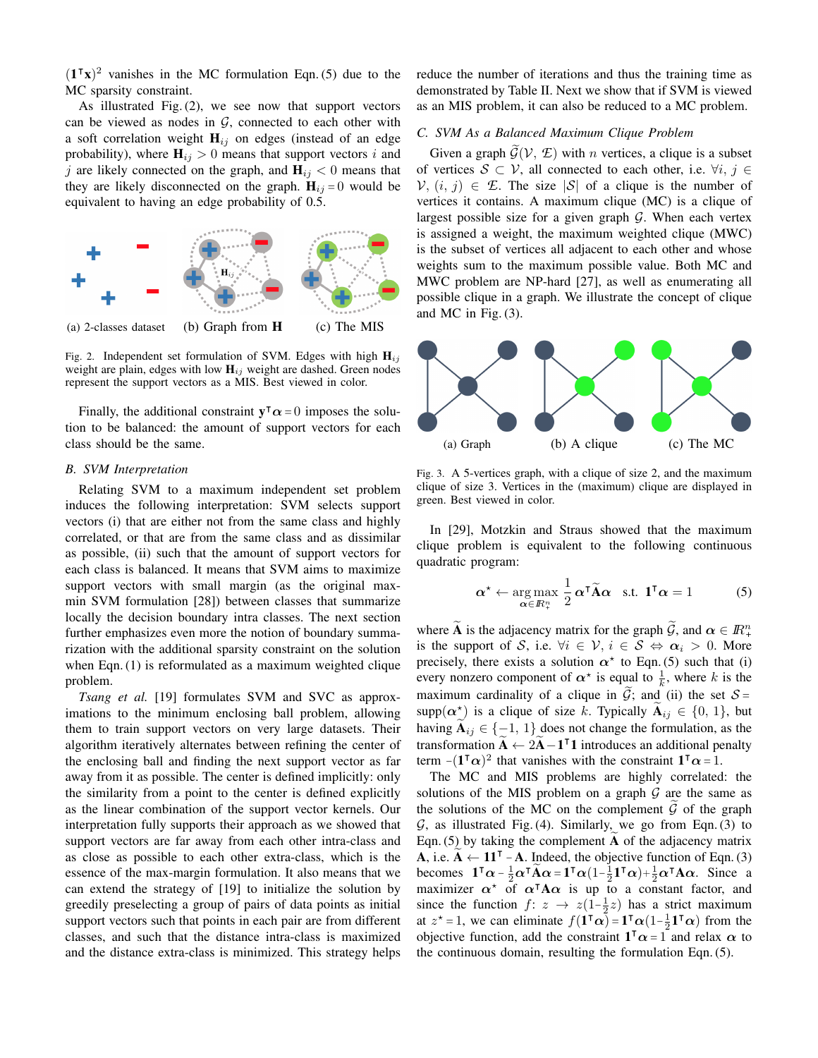$(\mathbf{1}^\intercal\mathbf{x})^2$ vanishes in the MC formulation Eqn. (5) due to the MC sparsity constraint.

As illustrated Fig. (2), we see now that support vectors can be viewed as nodes in $\mathcal{G}$, connected to each other with a soft correlation weight $\mathbf{H}_{ij}$ on edges (instead of an edge probability), where $\mathbf{H}_{ij} > 0$ means that support vectors $i$ and $j$ are likely connected on the graph, and $\mathbf{H}_{ij} < 0$ means that they are likely disconnected on the graph. $\mathbf{H}_{ij} = 0$ would be equivalent to having an edge probability of 0.5.

(a) 2-classes dataset (b) Graph from $\mathbf{H}$ (c) The MIS

Fig. 2. Independent set formulation of SVM. Edges with high $\mathbf{H}_{ij}$ weight are plain, edges with low $\mathbf{H}_{ij}$ weight are dashed. Green nodes represent the support vectors as a MIS. Best viewed in color.

Finally, the additional constraint $\mathbf{y}^\intercal\boldsymbol{\alpha} = 0$ imposes the solution to be balanced: the amount of support vectors for each class should be the same.

### B. SVM Interpretation

Relating SVM to a maximum independent set problem induces the following interpretation: SVM selects support vectors (i) that are either not from the same class and highly correlated, or that are from the same class and as dissimilar as possible, (ii) such that the amount of support vectors for each class is balanced. It means that SVM aims to maximize support vectors with small margin (as the original max-min SVM formulation [28]) between classes that summarize locally the decision boundary intra classes. The next section further emphasizes even more the notion of boundary summarization with the additional sparsity constraint on the solution when Eqn. (1) is reformulated as a maximum weighted clique problem.

*Tsang et al.* [19] formulates SVM and SVC as approximations to the minimum enclosing ball problem, allowing them to train support vectors on very large datasets. Their algorithm iteratively alternates between refining the center of the enclosing ball and finding the next support vector as far away from it as possible. The center is defined implicitly: only the similarity from a point to the center is defined explicitly as the linear combination of the support vector kernels. Our interpretation fully supports their approach as we showed that support vectors are far away from each other intra-class and as close as possible to each other extra-class, which is the essence of the max-margin formulation. It also means that we can extend the strategy of [19] to initialize the solution by greedily preselecting a group of pairs of data points as initial support vectors such that points in each pair are from different classes, and such that the distance intra-class is maximized and the distance extra-class is minimized. This strategy helps reduce the number of iterations and thus the training time as demonstrated by Table II. Next we show that if SVM is viewed as an MIS problem, it can also be reduced to a MC problem.

### C. SVM As a Balanced Maximum Clique Problem

Given a graph $\widetilde{\mathcal{G}}(\mathcal{V}, \widetilde{\mathcal{E}})$ with $n$ vertices, a clique is a subset of vertices $\mathcal{S} \subset \mathcal{V}$, all connected to each other, i.e. $\forall i, j \in \mathcal{V}, (i, j) \in \widetilde{\mathcal{E}}$. The size $|\mathcal{S}|$ of a clique is the number of vertices it contains. A maximum clique (MC) is a clique of largest possible size for a given graph $\mathcal{G}$. When each vertex is assigned a weight, the maximum weighted clique (MWC) is the subset of vertices all adjacent to each other and whose weights sum to the maximum possible value. Both MC and MWC problem are NP-hard [27], as well as enumerating all possible clique in a graph. We illustrate the concept of clique and MC in Fig. (3).

(a) Graph (b) A clique (c) The MC

Fig. 3. A 5-vertices graph, with a clique of size 2, and the maximum clique of size 3. Vertices in the (maximum) clique are displayed in green. Best viewed in color.

In [29], Motzkin and Straus showed that the maximum clique problem is equivalent to the following continuous quadratic program:

$$\boldsymbol{\alpha}^\star \leftarrow \underset{\boldsymbol{\alpha} \in \mathbb{R}^n_+}{\arg\max}\ \frac{1}{2}\boldsymbol{\alpha}^\intercal\widetilde{\mathbf{A}}\boldsymbol{\alpha} \quad \text{s.t. } \mathbf{1}^\intercal\boldsymbol{\alpha} = 1 \tag{5}$$

where $\widetilde{\mathbf{A}}$ is the adjacency matrix for the graph $\widetilde{\mathcal{G}}$, and $\boldsymbol{\alpha} \in \mathbb{R}^n_+$ is the support of $\mathcal{S}$, i.e. $\forall i \in \mathcal{V}, i \in \mathcal{S} \Leftrightarrow \boldsymbol{\alpha}_i > 0$. More precisely, there exists a solution $\boldsymbol{\alpha}^\star$ to Eqn. (5) such that (i) every nonzero component of $\boldsymbol{\alpha}^\star$ is equal to $\frac{1}{k}$, where $k$ is the maximum cardinality of a clique in $\widetilde{\mathcal{G}}$; and (ii) the set $\mathcal{S} = \text{supp}(\boldsymbol{\alpha}^\star)$ is a clique of size $k$. Typically $\widetilde{\mathbf{A}}_{ij} \in \{0, 1\}$, but having $\widetilde{\mathbf{A}}_{ij} \in \{-1, 1\}$ does not change the formulation, as the transformation $\widetilde{\mathbf{A}} \leftarrow 2\widetilde{\mathbf{A}} - \mathbf{1}^\intercal\mathbf{1}$ introduces an additional penalty term $-(\mathbf{1}^\intercal\boldsymbol{\alpha})^2$ that vanishes with the constraint $\mathbf{1}^\intercal\boldsymbol{\alpha} = 1$.

The MC and MIS problems are highly correlated: the solutions of the MIS problem on a graph $\mathcal{G}$ are the same as the solutions of the MC on the complement $\widetilde{\mathcal{G}}$ of the graph $\mathcal{G}$, as illustrated Fig. (4). Similarly, we go from Eqn. (3) to Eqn. (5) by taking the complement $\widetilde{\mathbf{A}}$ of the adjacency matrix $\mathbf{A}$, i.e. $\widetilde{\mathbf{A}} \leftarrow \mathbf{1}\mathbf{1}^\intercal - \mathbf{A}$. Indeed, the objective function of Eqn. (3) becomes $\mathbf{1}^\intercal\boldsymbol{\alpha} - \frac{1}{2}\boldsymbol{\alpha}^\intercal\widetilde{\mathbf{A}}\boldsymbol{\alpha} = \mathbf{1}^\intercal\boldsymbol{\alpha}(1 - \frac{1}{2}\mathbf{1}^\intercal\boldsymbol{\alpha}) + \frac{1}{2}\boldsymbol{\alpha}^\intercal\mathbf{A}\boldsymbol{\alpha}$. Since maximizer $\boldsymbol{\alpha}^\star$ of $\boldsymbol{\alpha}^\intercal\mathbf{A}\boldsymbol{\alpha}$ is up to a constant factor, and since the function $f\colon z \to z(1 - \frac{1}{2}z)$ has a strict maximum at $z^\star = 1$, we can eliminate $f(\mathbf{1}^\intercal\boldsymbol{\alpha}) = \mathbf{1}^\intercal\boldsymbol{\alpha}(1 - \frac{1}{2}\mathbf{1}^\intercal\boldsymbol{\alpha})$ from the objective function, add the constraint $\mathbf{1}^\intercal\boldsymbol{\alpha} = 1$ and relax $\boldsymbol{\alpha}$ to the continuous domain, resulting the formulation Eqn. (5).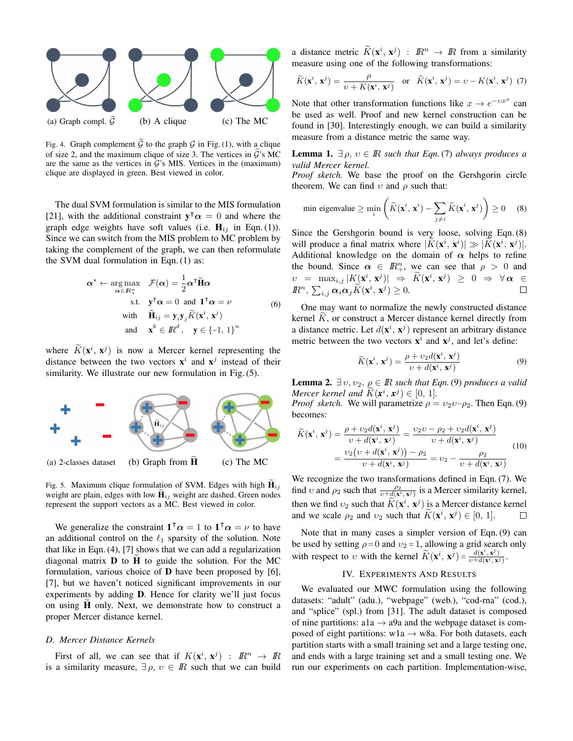(a) Graph compl. $\widetilde{\mathcal{G}}$ (b) A clique (c) The MC

Fig. 4. Graph complement $\widetilde{\mathcal{G}}$ to the graph $\mathcal{G}$ in Fig. (1), with a clique of size 2, and the maximum clique of size 3. The vertices in $\widetilde{\mathcal{G}}$'s MC are the same as the vertices in $\mathcal{G}$'s MIS. Vertices in the (maximum) clique are displayed in green. Best viewed in color.

The dual SVM formulation is similar to the MIS formulation [21], with the additional constraint $\mathbf{y}^\intercal\boldsymbol{\alpha} = 0$ and where the graph edge weights have soft values (i.e. $\mathbf{H}_{ij}$ in Eqn. (1)). Since we can switch from the MIS problem to MC problem by taking the complement of the graph, we can then reformulate the SVM dual formulation in Eqn. (1) as:

$$
\begin{aligned}
\boldsymbol{\alpha}^\star \leftarrow \underset{\boldsymbol{\alpha}\in\mathbb{R}^n_+}{\arg\max} \quad & \mathcal{F}(\boldsymbol{\alpha}) = \frac{1}{2}\boldsymbol{\alpha}^\intercal\widetilde{\mathbf{H}}\boldsymbol{\alpha} \\
\text{s.t.} \quad & \mathbf{y}^\intercal\boldsymbol{\alpha} = 0 \text{ and } \mathbf{1}^\intercal\boldsymbol{\alpha} = \nu \\
\text{with} \quad & \widetilde{\mathbf{H}}_{ij} = \mathbf{y}_i\mathbf{y}_j\widetilde{K}(\mathbf{x}^i, \mathbf{x}^j) \\
\text{and} \quad & \mathbf{x}^k \in \mathbb{R}^d, \quad \mathbf{y} \in \{-1, 1\}^n
\end{aligned}
\tag{6}
$$

where $\widetilde{K}(\mathbf{x}^i, \mathbf{x}^j)$ is now a Mercer kernel representing the distance between the two vectors $\mathbf{x}^i$ and $\mathbf{x}^j$ instead of their similarity. We illustrate our new formulation in Fig. (5).

(a) 2-classes dataset (b) Graph from $\widetilde{\mathbf{H}}$ (c) The MC

Fig. 5. Maximum clique formulation of SVM. Edges with high $\widetilde{\mathbf{H}}_{ij}$ weight are plain, edges with low $\widetilde{\mathbf{H}}_{ij}$ weight are dashed. Green nodes represent the support vectors as a MC. Best viewed in color.

We generalize the constraint $\mathbf{1}^\intercal\boldsymbol{\alpha} = 1$ to $\mathbf{1}^\intercal\boldsymbol{\alpha} = \nu$ to have an additional control on the $\ell_1$ sparsity of the solution. Note that like in Eqn. (4), [7] shows that we can add a regularization diagonal matrix $\mathbf{D}$ to $\widetilde{\mathbf{H}}$ to guide the solution. For the MC formulation, various choice of $\mathbf{D}$ have been proposed by [6], [7], but we haven't noticed significant improvements in our experiments by adding $\mathbf{D}$. Hence for clarity we'll just focus on using $\widetilde{\mathbf{H}}$ only. Next, we demonstrate how to construct a proper Mercer distance kernel.

### D. Mercer Distance Kernels

First of all, we can see that if $K(\mathbf{x}^i, \mathbf{x}^j) : \mathbb{R}^n \to \mathbb{R}$ is a similarity measure, $\exists\, \rho,\, \upsilon \in \mathbb{R}$ such that we can build a distance metric $\widetilde{K}(\mathbf{x}^i, \mathbf{x}^j) : \mathbb{R}^n \to \mathbb{R}$ from a similarity measure using one of the following transformations:

$$
\widetilde{K}(\mathbf{x}^i, \mathbf{x}^j) = \frac{\rho}{\upsilon + K(\mathbf{x}^i, \mathbf{x}^j)} \quad \text{or} \quad \widetilde{K}(\mathbf{x}^i, \mathbf{x}^j) = \upsilon - K(\mathbf{x}^i, \mathbf{x}^j) \tag{7}
$$

Note that other transformation functions like $x \to e^{-\upsilon x^\rho}$ can be used as well. Proof and new kernel construction can be found in [30]. Interestingly enough, we can build a similarity measure from a distance metric the same way.

**Lemma 1.** *$\exists\, \rho,\, \upsilon \in \mathbb{R}$ such that Eqn. (7) always produces a valid Mercer kernel.*

*Proof sketch.* We base the proof on the Gershgorin circle theorem. We can find $\upsilon$ and $\rho$ such that:

$$
\text{min eigenvalue} \geq \min_i \left( \widetilde{K}(\mathbf{x}^i, \mathbf{x}^i) - \sum_{j\neq i} \widetilde{K}(\mathbf{x}^i, \mathbf{x}^j) \right) \geq 0 \tag{8}
$$

Since the Gershgorin bound is very loose, solving Eqn. (8) will produce a final matrix where $|\widetilde{K}(\mathbf{x}^i, \mathbf{x}^i)| \gg |\widetilde{K}(\mathbf{x}^i, \mathbf{x}^j)|$. Additional knowledge on the domain of $\boldsymbol{\alpha}$ helps to refine the bound. Since $\boldsymbol{\alpha} \in \mathbb{R}^n_+$, we can see that $\rho > 0$ and $\upsilon = \max_{i,j} |K(\mathbf{x}^i, \mathbf{x}^j)| \Rightarrow \widetilde{K}(\mathbf{x}^i, \mathbf{x}^j) \geq 0 \Rightarrow \forall \boldsymbol{\alpha} \in \mathbb{R}^n, \sum_{i,j} \boldsymbol{\alpha}_i\boldsymbol{\alpha}_j\widetilde{K}(\mathbf{x}^i, \mathbf{x}^j) \geq 0$. □

One may want to normalize the newly constructed distance kernel $\widetilde{K}$, or construct a Mercer distance kernel directly from a distance metric. Let $d(\mathbf{x}^i, \mathbf{x}^j)$ represent an arbitrary distance metric between the two vectors $\mathbf{x}^i$ and $\mathbf{x}^j$, and let's define:

$$
\widetilde{K}(\mathbf{x}^i, \mathbf{x}^j) = \frac{\rho + \upsilon_2 d(\mathbf{x}^i, \mathbf{x}^j)}{\upsilon + d(\mathbf{x}^i, \mathbf{x}^j)} \tag{9}
$$

**Lemma 2.** *$\exists\, \upsilon, \upsilon_2, \rho \in \mathbb{R}$ such that Eqn. (9) produces a valid Mercer kernel and $\widetilde{K}(\mathbf{x}^i, \mathbf{x}^j) \in [0, 1]$.*

*Proof sketch.* We will parametrize $\rho = \upsilon_2\upsilon - \rho_2$. Then Eqn. (9) becomes:

$$
\begin{aligned}
\widetilde{K}(\mathbf{x}^i, \mathbf{x}^j) &= \frac{\rho + \upsilon_2 d(\mathbf{x}^i, \mathbf{x}^j)}{\upsilon + d(\mathbf{x}^i, \mathbf{x}^j)} = \frac{\upsilon_2\upsilon - \rho_2 + \upsilon_2 d(\mathbf{x}^i, \mathbf{x}^j)}{\upsilon + d(\mathbf{x}^i, \mathbf{x}^j)} \\
&= \frac{\upsilon_2\big(\upsilon + d(\mathbf{x}^i, \mathbf{x}^j)\big) - \rho_2}{\upsilon + d(\mathbf{x}^i, \mathbf{x}^j)} = \upsilon_2 - \frac{\rho_2}{\upsilon + d(\mathbf{x}^i, \mathbf{x}^j)}
\end{aligned}
\tag{10}
$$

We recognize the two transformations defined in Eqn. (7). We find $\upsilon$ and $\rho_2$ such that $\frac{\rho_2}{\upsilon + d(\mathbf{x}^i, \mathbf{x}^j)}$ is a Mercer similarity kernel, then we find $\upsilon_2$ such that $\widetilde{K}(\mathbf{x}^i, \mathbf{x}^j)$ is a Mercer distance kernel and we scale $\rho_2$ and $\upsilon_2$ such that $\widetilde{K}(\mathbf{x}^i, \mathbf{x}^j) \in [0, 1]$. □

Note that in many cases a simpler version of Eqn. (9) can be used by setting $\rho = 0$ and $\upsilon_2 = 1$, allowing a grid search only with respect to $\upsilon$ with the kernel $\widetilde{K}(\mathbf{x}^i, \mathbf{x}^j) = \frac{d(\mathbf{x}^i, \mathbf{x}^j)}{\upsilon + d(\mathbf{x}^i, \mathbf{x}^j)}$.

## IV. Experiments and Results

We evaluated our MWC formulation using the following datasets: "adult" (adu.), "webpage" (web.), "cod-rna" (cod.), and "splice" (spl.) from [31]. The adult dataset is composed of nine partitions: a1a → a9a and the webpage dataset is composed of eight partitions: w1a → w8a. For both datasets, each partition starts with a small training set and a large testing one, and ends with a large training set and a small testing one. We run our experiments on each partition. Implementation-wise,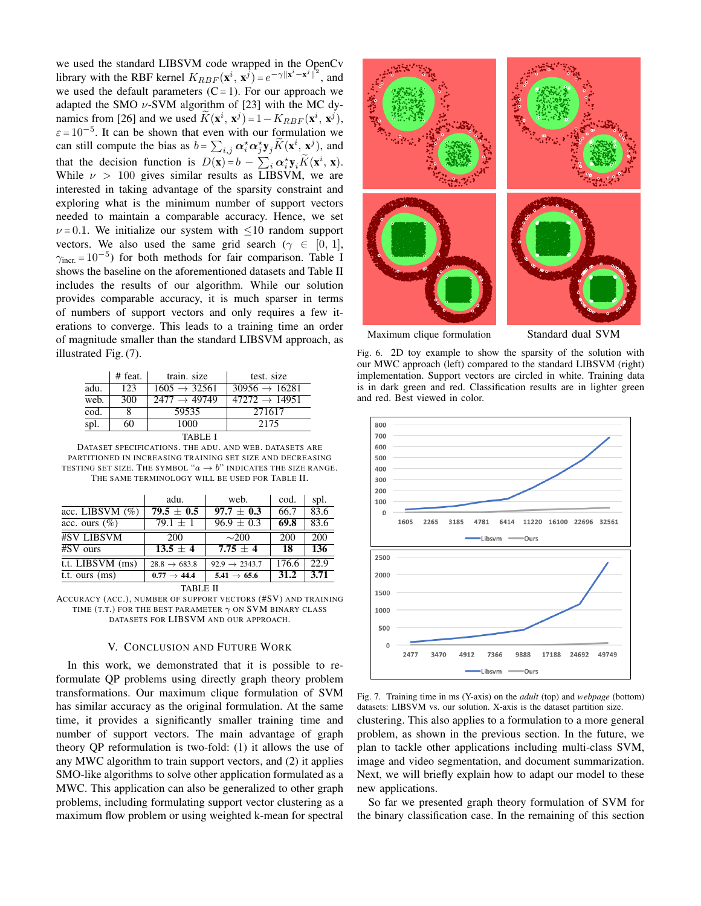we used the standard LIBSVM code wrapped in the OpenCv library with the RBF kernel $K_{RBF}(\mathbf{x}^i, \mathbf{x}^j) = e^{-\gamma \|\mathbf{x}^i - \mathbf{x}^j\|^2}$, and we used the default parameters (C = 1). For our approach we adapted the SMO $\nu$-SVM algorithm of [23] with the MC dynamics from [26] and we used $\widetilde{K}(\mathbf{x}^i, \mathbf{x}^j) = 1 - K_{RBF}(\mathbf{x}^i, \mathbf{x}^j)$, $\varepsilon = 10^{-5}$. It can be shown that even with our formulation we can still compute the bias as $b = \sum_{i,j} \boldsymbol{\alpha}_i^\star \boldsymbol{\alpha}_j^\star \mathbf{y}_j \widetilde{K}(\mathbf{x}^i, \mathbf{x}^j)$, and that the decision function is $D(\mathbf{x}) = b - \sum_i \boldsymbol{\alpha}_i^\star \mathbf{y}_i \widetilde{K}(\mathbf{x}^i, \mathbf{x})$. While $\nu > 100$ gives similar results as LIBSVM, we are interested in taking advantage of the sparsity constraint and exploring what is the minimum number of support vectors needed to maintain a comparable accuracy. Hence, we set $\nu = 0.1$. We initialize our system with $\leq 10$ random support vectors. We also used the same grid search ($\gamma \in [0, 1]$, $\gamma_{\text{incr.}} = 10^{-5}$) for both methods for fair comparison. Table I shows the baseline on the aforementioned datasets and Table II includes the results of our algorithm. While our solution provides comparable accuracy, it is much sparser in terms of numbers of support vectors and only requires a few iterations to converge. This leads to a training time an order of magnitude smaller than the standard LIBSVM approach, as illustrated Fig. (7).

| | # feat. | train. size | test. size |
|---|---|---|---|
| adu. | 123 | 1605 → 32561 | 30956 → 16281 |
| web. | 300 | 2477 → 49749 | 47272 → 14951 |
| cod. | 8 | 59535 | 271617 |
| spl. | 60 | 1000 | 2175 |

TABLE I

DATASET SPECIFICATIONS. THE ADU. AND WEB. DATASETS ARE PARTITIONED IN INCREASING TRAINING SET SIZE AND DECREASING TESTING SET SIZE. THE SYMBOL "$a \to b$" INDICATES THE SIZE RANGE. THE SAME TERMINOLOGY WILL BE USED FOR TABLE II.

| | adu. | web. | cod. | spl. |
|---|---|---|---|---|
| acc. LIBSVM (%) | **79.5 ± 0.5** | **97.7 ± 0.3** | 66.7 | 83.6 |
| acc. ours (%) | 79.1 ± 1 | 96.9 ± 0.3 | **69.8** | 83.6 |
| #SV LIBSVM | 200 | ∼200 | 200 | 200 |
| #SV ours | **13.5 ± 4** | **7.75 ± 4** | **18** | **136** |
| t.t. LIBSVM (ms) | 28.8 → 683.8 | 92.9 → 2343.7 | 176.6 | 22.9 |
| t.t. ours (ms) | **0.77 → 44.4** | **5.41 → 65.6** | **31.2** | **3.71** |

TABLE II

ACCURACY (ACC.), NUMBER OF SUPPORT VECTORS (#SV) AND TRAINING TIME (T.T.) FOR THE BEST PARAMETER $\gamma$ ON SVM BINARY CLASS DATASETS FOR LIBSVM AND OUR APPROACH.

## V. Conclusion and Future Work

In this work, we demonstrated that it is possible to reformulate QP problems using directly graph theory problem transformations. Our maximum clique formulation of SVM has similar accuracy as the original formulation. At the same time, it provides a significantly smaller training time and number of support vectors. The main advantage of graph theory QP reformulation is two-fold: (1) it allows the use of any MWC algorithm to train support vectors, and (2) it applies SMO-like algorithms to solve other application formulated as a MWC. This application can also be generalized to other graph problems, including formulating support vector clustering as a maximum flow problem or using weighted k-mean for spectral clustering. This also applies to a formulation to a more general problem, as shown in the previous section. In the future, we plan to tackle other applications including multi-class SVM, image and video segmentation, and document summarization. Next, we will briefly explain how to adapt our model to these new applications.

Maximum clique formulation Standard dual SVM

Fig. 6. 2D toy example to show the sparsity of the solution with our MWC approach (left) compared to the standard LIBSVM (right) implementation. Support vectors are circled in white. Training data is in dark green and red. Classification results are in lighter green and red. Best viewed in color.

Fig. 7. Training time in ms (Y-axis) on the *adult* (top) and *webpage* (bottom) datasets: LIBSVM vs. our solution. X-axis is the dataset partition size.

So far we presented graph theory formulation of SVM for the binary classification case. In the remaining of this section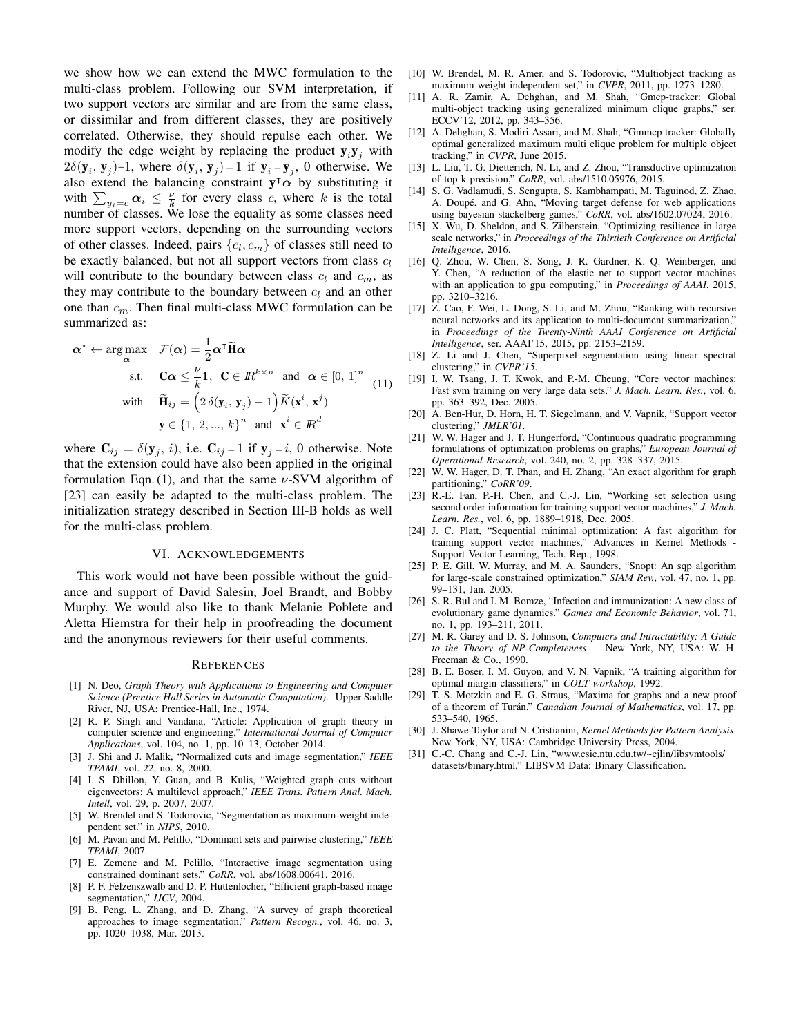we show how we can extend the MWC formulation to the multi-class problem. Following our SVM interpretation, if two support vectors are similar and are from the same class, or dissimilar and from different classes, they are positively correlated. Otherwise, they should repulse each other. We modify the edge weight by replacing the product $\mathbf{y}_i\mathbf{y}_j$ with $2\delta(\mathbf{y}_i, \mathbf{y}_j)$-1, where $\delta(\mathbf{y}_i, \mathbf{y}_j) = 1$ if $\mathbf{y}_i = \mathbf{y}_j$, 0 otherwise. We also extend the balancing constraint $\mathbf{y}^\intercal\boldsymbol{\alpha}$ by substituting it with $\sum_{y_i=c} \boldsymbol{\alpha}_i \leq \frac{\nu}{k}$ for every class $c$, where $k$ is the total number of classes. We lose the equality as some classes need more support vectors, depending on the surrounding vectors of other classes. Indeed, pairs $\{c_l, c_m\}$ of classes still need to be exactly balanced, but not all support vectors from class $c_l$ will contribute to the boundary between class $c_l$ and $c_m$, as they may contribute to the boundary between $c_l$ and an other one than $c_m$. Then final multi-class MWC formulation can be summarized as:

$$
\begin{aligned}
\boldsymbol{\alpha}^\star \leftarrow \underset{\boldsymbol{\alpha}}{\arg\max} \quad & \mathcal{F}(\boldsymbol{\alpha}) = \frac{1}{2}\boldsymbol{\alpha}^\intercal \widetilde{\mathbf{H}} \boldsymbol{\alpha} \\
\text{s.t.} \quad & \mathbf{C}\boldsymbol{\alpha} \leq \frac{\nu}{k}\mathbf{1}, \;\; \mathbf{C} \in \mathbb{R}^{k \times n} \;\; \text{and} \;\; \boldsymbol{\alpha} \in [0,\, 1]^n \\
\text{with} \quad & \widetilde{\mathbf{H}}_{ij} = \Big(2\,\delta(\mathbf{y}_i,\, \mathbf{y}_j) - 1\Big)\widetilde{K}(\mathbf{x}^i,\, \mathbf{x}^j) \\
& \mathbf{y} \in \{1,\, 2, ...,\, k\}^n \;\; \text{and} \;\; \mathbf{x}^i \in \mathbb{R}^d
\end{aligned}
\tag{11}
$$

where $\mathbf{C}_{ij} = \delta(\mathbf{y}_j,\, i)$, i.e. $\mathbf{C}_{ij} = 1$ if $\mathbf{y}_j = i$, 0 otherwise. Note that the extension could have also been applied in the original formulation Eqn. (1), and that the same $\nu$-SVM algorithm of [23] can easily be adapted to the multi-class problem. The initialization strategy described in Section III-B holds as well for the multi-class problem.

## VI. Acknowledgements

This work would not have been possible without the guidance and support of David Salesin, Joel Brandt, and Bobby Murphy. We would also like to thank Melanie Poblete and Aletta Hiemstra for their help in proofreading the document and the anonymous reviewers for their useful comments.

## References

[1] N. Deo, *Graph Theory with Applications to Engineering and Computer Science (Prentice Hall Series in Automatic Computation)*. Upper Saddle River, NJ, USA: Prentice-Hall, Inc., 1974.

[2] R. P. Singh and Vandana, "Article: Application of graph theory in computer science and engineering," *International Journal of Computer Applications*, vol. 104, no. 1, pp. 10–13, October 2014.

[3] J. Shi and J. Malik, "Normalized cuts and image segmentation," *IEEE TPAMI*, vol. 22, no. 8, 2000.

[4] I. S. Dhillon, Y. Guan, and B. Kulis, "Weighted graph cuts without eigenvectors: A multilevel approach," *IEEE Trans. Pattern Anal. Mach. Intell*, vol. 29, p. 2007, 2007.

[5] W. Brendel and S. Todorovic, "Segmentation as maximum-weight independent set." in *NIPS*, 2010.

[6] M. Pavan and M. Pelillo, "Dominant sets and pairwise clustering," *IEEE TPAMI*, 2007.

[7] E. Zemene and M. Pelillo, "Interactive image segmentation using constrained dominant sets," *CoRR*, vol. abs/1608.00641, 2016.

[8] P. F. Felzenszwalb and D. P. Huttenlocher, "Efficient graph-based image segmentation," *IJCV*, 2004.

[9] B. Peng, L. Zhang, and D. Zhang, "A survey of graph theoretical approaches to image segmentation," *Pattern Recogn.*, vol. 46, no. 3, pp. 1020–1038, Mar. 2013.

[10] W. Brendel, M. R. Amer, and S. Todorovic, "Multiobject tracking as maximum weight independent set," in *CVPR*, 2011, pp. 1273–1280.

[11] A. R. Zamir, A. Dehghan, and M. Shah, "Gmcp-tracker: Global multi-object tracking using generalized minimum clique graphs," ser. ECCV'12, 2012, pp. 343–356.

[12] A. Dehghan, S. Modiri Assari, and M. Shah, "Gmmcp tracker: Globally optimal generalized maximum multi clique problem for multiple object tracking," in *CVPR*, June 2015.

[13] L. Liu, T. G. Dietterich, N. Li, and Z. Zhou, "Transductive optimization of top k precision," *CoRR*, vol. abs/1510.05976, 2015.

[14] S. G. Vadlamudi, S. Sengupta, S. Kambhampati, M. Taguinod, Z. Zhao, A. Doupé, and G. Ahn, "Moving target defense for web applications using bayesian stackelberg games," *CoRR*, vol. abs/1602.07024, 2016.

[15] X. Wu, D. Sheldon, and S. Zilberstein, "Optimizing resilience in large scale networks," in *Proceedings of the Thirtieth Conference on Artificial Intelligence*, 2016.

[16] Q. Zhou, W. Chen, S. Song, J. R. Gardner, K. Q. Weinberger, and Y. Chen, "A reduction of the elastic net to support vector machines with an application to gpu computing," in *Proceedings of AAAI*, 2015, pp. 3210–3216.

[17] Z. Cao, F. Wei, L. Dong, S. Li, and M. Zhou, "Ranking with recursive neural networks and its application to multi-document summarization," in *Proceedings of the Twenty-Ninth AAAI Conference on Artificial Intelligence*, ser. AAAI'15, 2015, pp. 2153–2159.

[18] Z. Li and J. Chen, "Superpixel segmentation using linear spectral clustering," in *CVPR'15*.

[19] I. W. Tsang, J. T. Kwok, and P.-M. Cheung, "Core vector machines: Fast svm training on very large data sets," *J. Mach. Learn. Res.*, vol. 6, pp. 363–392, Dec. 2005.

[20] A. Ben-Hur, D. Horn, H. T. Siegelmann, and V. Vapnik, "Support vector clustering," *JMLR'01*.

[21] W. W. Hager and J. T. Hungerford, "Continuous quadratic programming formulations of optimization problems on graphs," *European Journal of Operational Research*, vol. 240, no. 2, pp. 328–337, 2015.

[22] W. W. Hager, D. T. Phan, and H. Zhang, "An exact algorithm for graph partitioning," *CoRR'09*.

[23] R.-E. Fan, P.-H. Chen, and C.-J. Lin, "Working set selection using second order information for training support vector machines," *J. Mach. Learn. Res.*, vol. 6, pp. 1889–1918, Dec. 2005.

[24] J. C. Platt, "Sequential minimal optimization: A fast algorithm for training support vector machines," Advances in Kernel Methods - Support Vector Learning, Tech. Rep., 1998.

[25] P. E. Gill, W. Murray, and M. A. Saunders, "Snopt: An sqp algorithm for large-scale constrained optimization," *SIAM Rev.*, vol. 47, no. 1, pp. 99–131, Jan. 2005.

[26] S. R. Bul and I. M. Bomze, "Infection and immunization: A new class of evolutionary game dynamics." *Games and Economic Behavior*, vol. 71, no. 1, pp. 193–211, 2011.

[27] M. R. Garey and D. S. Johnson, *Computers and Intractability; A Guide to the Theory of NP-Completeness*. New York, NY, USA: W. H. Freeman & Co., 1990.

[28] B. E. Boser, I. M. Guyon, and V. N. Vapnik, "A training algorithm for optimal margin classifiers," in *COLT workshop*, 1992.

[29] T. S. Motzkin and E. G. Straus, "Maxima for graphs and a new proof of a theorem of Turán," *Canadian Journal of Mathematics*, vol. 17, pp. 533–540, 1965.

[30] J. Shawe-Taylor and N. Cristianini, *Kernel Methods for Pattern Analysis*. New York, NY, USA: Cambridge University Press, 2004.

[31] C.-C. Chang and C.-J. Lin, "www.csie.ntu.edu.tw/~cjlin/libsvmtools/datasets/binary.html," LIBSVM Data: Binary Classification.